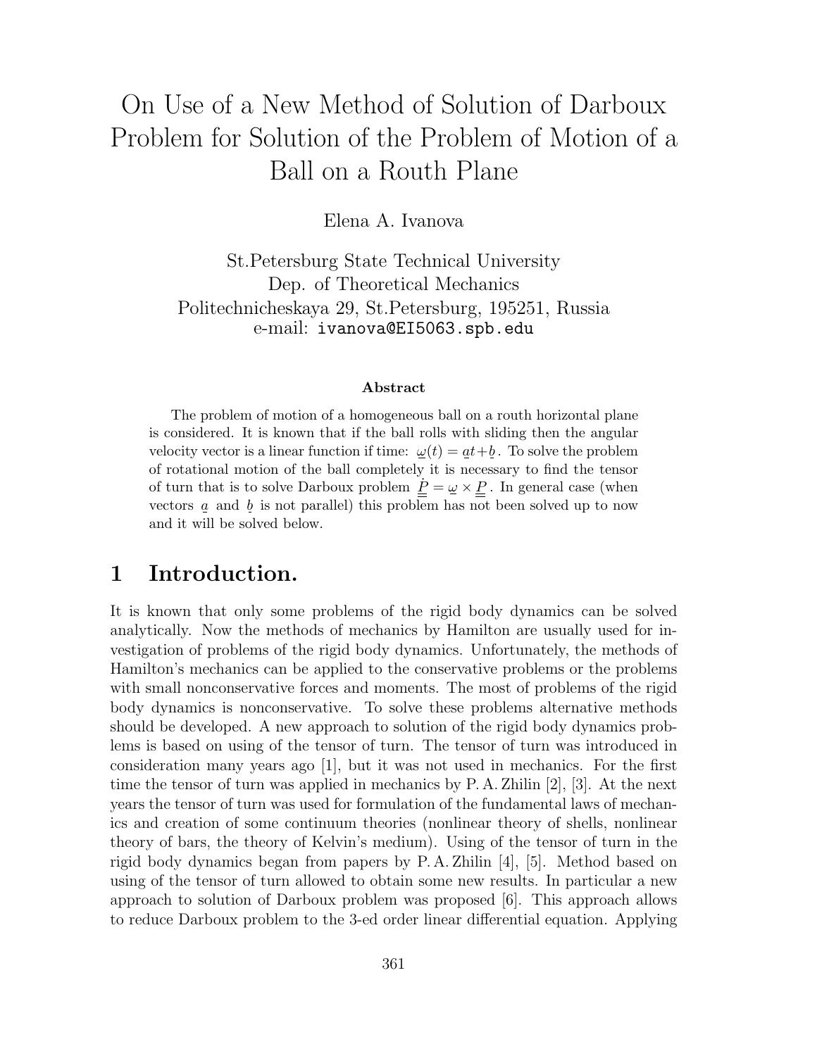# On Use of a New Method of Solution of Darboux Problem for Solution of the Problem of Motion of a Ball on a Routh Plane

Elena A. Ivanova

St.Petersburg State Technical University
Dep. of Theoretical Mechanics
Politechnicheskaya 29, St.Petersburg, 195251, Russia
e-mail: ivanova@EI5063.spb.edu

### Abstract

The problem of motion of a homogeneous ball on a routh horizontal plane is considered. It is known that if the ball rolls with sliding then the angular velocity vector is a linear function if time: $\underline{\omega}(t) = \underline{a}t + \underline{b}$. To solve the problem of rotational motion of the ball completely it is necessary to find the tensor of turn that is to solve Darboux problem $\dot{\underline{\underline{P}}} = \underline{\omega} \times \underline{\underline{P}}$. In general case (when vectors $\underline{a}$ and $\underline{b}$ is not parallel) this problem has not been solved up to now and it will be solved below.

## 1 Introduction.

It is known that only some problems of the rigid body dynamics can be solved analytically. Now the methods of mechanics by Hamilton are usually used for investigation of problems of the rigid body dynamics. Unfortunately, the methods of Hamilton's mechanics can be applied to the conservative problems or the problems with small nonconservative forces and moments. The most of problems of the rigid body dynamics is nonconservative. To solve these problems alternative methods should be developed. A new approach to solution of the rigid body dynamics problems is based on using of the tensor of turn. The tensor of turn was introduced in consideration many years ago [1], but it was not used in mechanics. For the first time the tensor of turn was applied in mechanics by P. A. Zhilin [2], [3]. At the next years the tensor of turn was used for formulation of the fundamental laws of mechanics and creation of some continuum theories (nonlinear theory of shells, nonlinear theory of bars, the theory of Kelvin's medium). Using of the tensor of turn in the rigid body dynamics began from papers by P. A. Zhilin [4], [5]. Method based on using of the tensor of turn allowed to obtain some new results. In particular a new approach to solution of Darboux problem was proposed [6]. This approach allows to reduce Darboux problem to the 3-ed order linear differential equation. Applying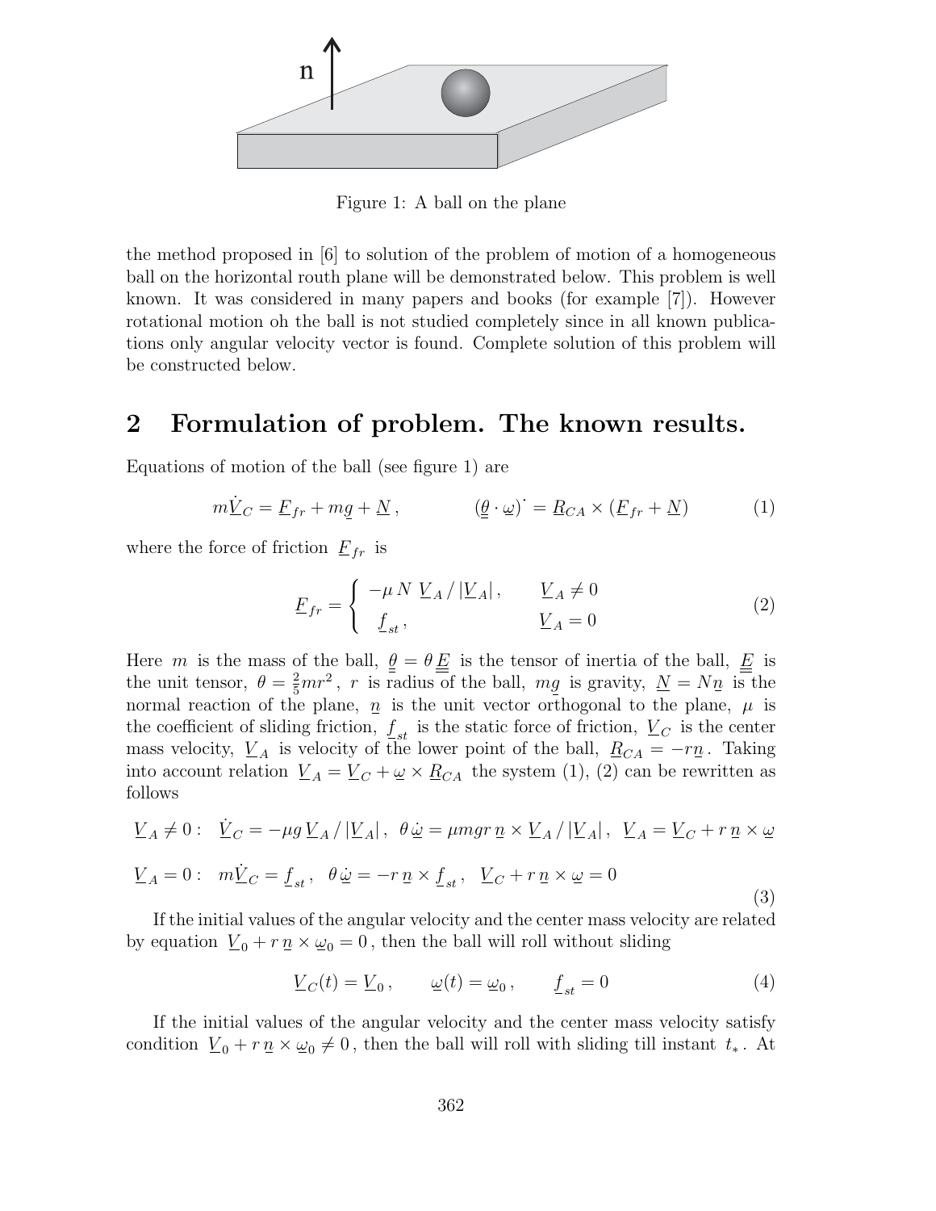Figure 1: A ball on the plane

the method proposed in [6] to solution of the problem of motion of a homogeneous ball on the horizontal routh plane will be demonstrated below. This problem is well known. It was considered in many papers and books (for example [7]). However rotational motion oh the ball is not studied completely since in all known publications only angular velocity vector is found. Complete solution of this problem will be constructed below.

## 2 Formulation of problem. The known results.

Equations of motion of the ball (see figure 1) are

$$m\dot{\underline{V}}_C = \underline{F}_{fr} + m\underline{g} + \underline{N}\,, \qquad\qquad (\underline{\underline{\theta}} \cdot \underline{\omega})^{\cdot} = \underline{R}_{CA} \times (\underline{F}_{fr} + \underline{N}) \tag{1}$$

where the force of friction $\underline{F}_{fr}$ is

$$\underline{F}_{fr} = \begin{cases} -\mu\, N\ \underline{V}_A \,/\, |\underline{V}_A|\,, & \underline{V}_A \neq 0 \\ \ \underline{f}_{st}\,, & \underline{V}_A = 0 \end{cases} \tag{2}$$

Here $m$ is the mass of the ball, $\underline{\underline{\theta}} = \theta\,\underline{\underline{E}}$ is the tensor of inertia of the ball, $\underline{\underline{E}}$ is the unit tensor, $\theta = \frac{2}{5}mr^2$, $r$ is radius of the ball, $m\underline{g}$ is gravity, $\underline{N} = N\underline{n}$ is the normal reaction of the plane, $\underline{n}$ is the unit vector orthogonal to the plane, $\mu$ is the coefficient of sliding friction, $\underline{f}_{st}$ is the static force of friction, $\underline{V}_C$ is the center mass velocity, $\underline{V}_A$ is velocity of the lower point of the ball, $\underline{R}_{CA} = -r\underline{n}$. Taking into account relation $\underline{V}_A = \underline{V}_C + \underline{\omega} \times \underline{R}_{CA}$ the system (1), (2) can be rewritten as follows

$$\underline{V}_A \neq 0: \quad \dot{\underline{V}}_C = -\mu g\, \underline{V}_A \,/\, |\underline{V}_A|\,, \ \ \theta\,\dot{\underline{\omega}} = \mu m g r\, \underline{n} \times \underline{V}_A \,/\, |\underline{V}_A|\,, \ \ \underline{V}_A = \underline{V}_C + r\,\underline{n} \times \underline{\omega}$$

$$\underline{V}_A = 0: \quad m\dot{\underline{V}}_C = \underline{f}_{st}\,, \ \ \theta\,\dot{\underline{\omega}} = -r\,\underline{n} \times \underline{f}_{st}\,, \ \ \underline{V}_C + r\,\underline{n} \times \underline{\omega} = 0 \tag{3}$$

If the initial values of the angular velocity and the center mass velocity are related by equation $\underline{V}_0 + r\,\underline{n} \times \underline{\omega}_0 = 0$, then the ball will roll without sliding

$$\underline{V}_C(t) = \underline{V}_0\,, \qquad \underline{\omega}(t) = \underline{\omega}_0\,, \qquad \underline{f}_{st} = 0 \tag{4}$$

If the initial values of the angular velocity and the center mass velocity satisfy condition $\underline{V}_0 + r\,\underline{n} \times \underline{\omega}_0 \neq 0$, then the ball will roll with sliding till instant $t_*$. At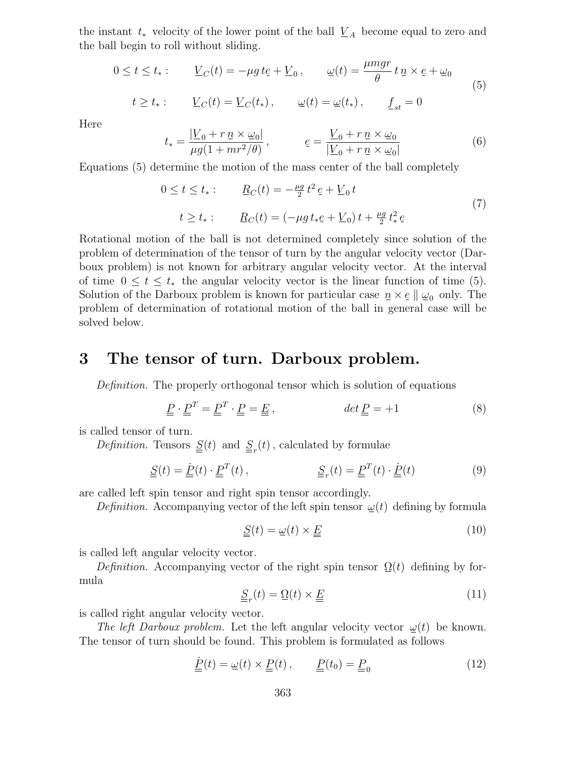the instant $t_*$ velocity of the lower point of the ball $\underline{V}_A$ become equal to zero and the ball begin to roll without sliding.

$$
\begin{aligned}
0 \le t \le t_* : \qquad & \underline{V}_C(t) = -\mu g\, t \underline{e} + \underline{V}_0 \,, \qquad \underline{\omega}(t) = \frac{\mu m g r}{\theta}\, t\, \underline{n} \times \underline{e} + \underline{\omega}_0 \\
t \ge t_* : \qquad & \underline{V}_C(t) = \underline{V}_C(t_*) \,, \qquad \underline{\omega}(t) = \underline{\omega}(t_*) \,, \qquad \underline{f}_{st} = 0
\end{aligned}
\tag{5}
$$

Here

$$
t_* = \frac{|\underline{V}_0 + r\, \underline{n} \times \underline{\omega}_0|}{\mu g (1 + m r^2/\theta)} \,, \qquad \underline{e} = \frac{\underline{V}_0 + r\, \underline{n} \times \underline{\omega}_0}{|\underline{V}_0 + r\, \underline{n} \times \underline{\omega}_0|}
\tag{6}
$$

Equations (5) determine the motion of the mass center of the ball completely

$$
\begin{aligned}
0 \le t \le t_* : \qquad & \underline{R}_C(t) = -\tfrac{\mu g}{2}\, t^2\, \underline{e} + \underline{V}_0\, t \\
t \ge t_* : \qquad & \underline{R}_C(t) = (-\mu g\, t_* \underline{e} + \underline{V}_0)\, t + \tfrac{\mu g}{2}\, t_*^2\, \underline{e}
\end{aligned}
\tag{7}
$$

Rotational motion of the ball is not determined completely since solution of the problem of determination of the tensor of turn by the angular velocity vector (Darboux problem) is not known for arbitrary angular velocity vector. At the interval of time $0 \le t \le t_*$ the angular velocity vector is the linear function of time (5). Solution of the Darboux problem is known for particular case $\underline{n} \times \underline{e} \parallel \underline{\omega}_0$ only. The problem of determination of rotational motion of the ball in general case will be solved below.

# 3 The tensor of turn. Darboux problem.

*Definition.* The properly orthogonal tensor which is solution of equations

$$
\underline{\underline{P}} \cdot \underline{\underline{P}}^T = \underline{\underline{P}}^T \cdot \underline{\underline{P}} = \underline{\underline{E}} \,, \qquad\qquad det\, \underline{\underline{P}} = +1
\tag{8}
$$

is called tensor of turn.

*Definition.* Tensors $\underline{\underline{S}}(t)$ and $\underline{\underline{S}}_r(t)$, calculated by formulae

$$
\underline{\underline{S}}(t) = \dot{\underline{\underline{P}}}(t) \cdot \underline{\underline{P}}^T(t) \,, \qquad\qquad \underline{\underline{S}}_r(t) = \underline{\underline{P}}^T(t) \cdot \dot{\underline{\underline{P}}}(t)
\tag{9}
$$

are called left spin tensor and right spin tensor accordingly.

*Definition.* Accompanying vector of the left spin tensor $\underline{\omega}(t)$ defining by formula

$$
\underline{\underline{S}}(t) = \underline{\omega}(t) \times \underline{\underline{E}}
\tag{10}
$$

is called left angular velocity vector.

*Definition.* Accompanying vector of the right spin tensor $\underline{\Omega}(t)$ defining by formula

$$
\underline{\underline{S}}_r(t) = \underline{\Omega}(t) \times \underline{\underline{E}}
\tag{11}
$$

is called right angular velocity vector.

*The left Darboux problem.* Let the left angular velocity vector $\underline{\omega}(t)$ be known. The tensor of turn should be found. This problem is formulated as follows

$$
\dot{\underline{\underline{P}}}(t) = \underline{\omega}(t) \times \underline{\underline{P}}(t) \,, \qquad \underline{\underline{P}}(t_0) = \underline{\underline{P}}_0
\tag{12}
$$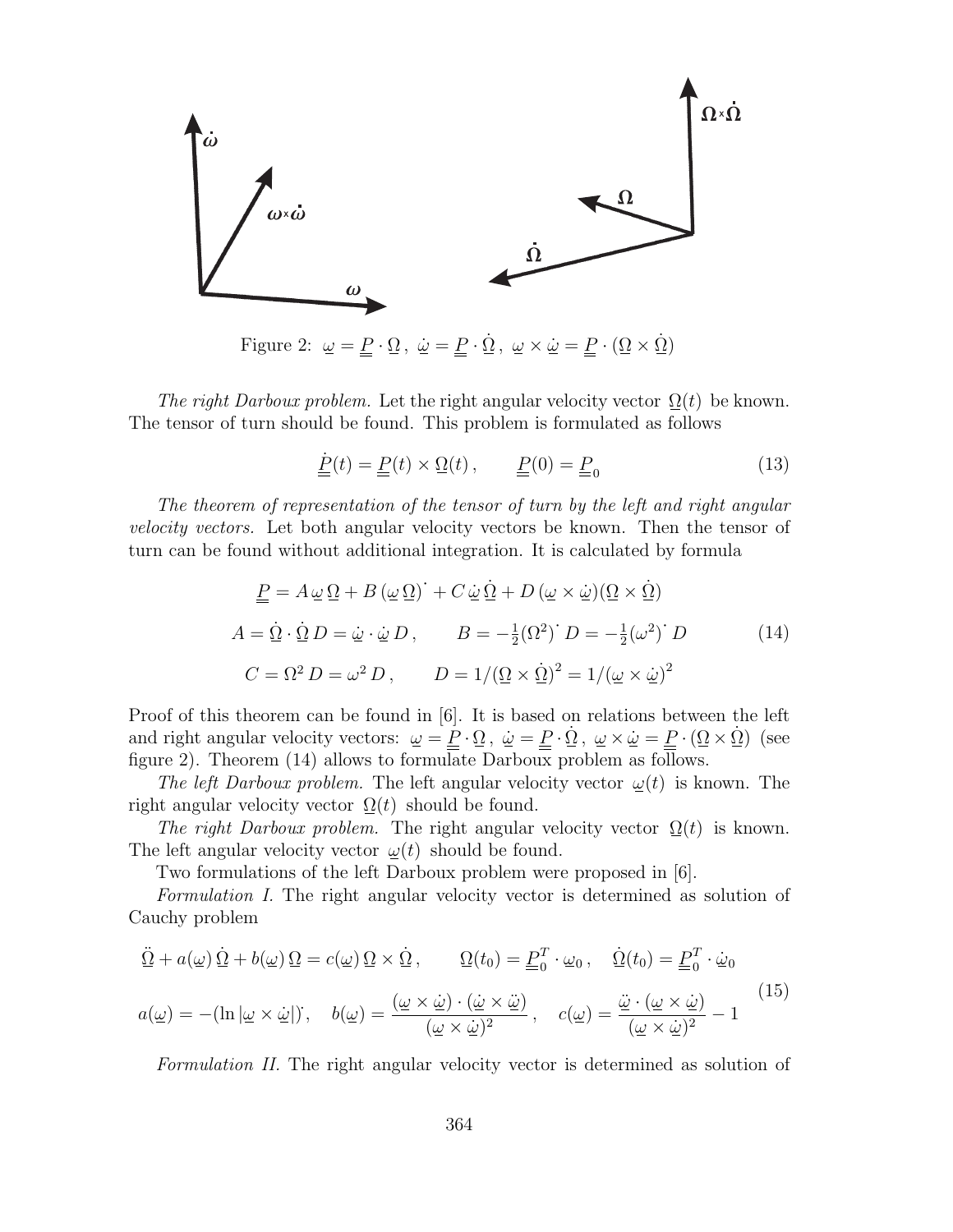Figure 2: $\underline{\omega} = \underline{\underline{P}} \cdot \underline{\Omega}\,,\ \dot{\underline{\omega}} = \underline{\underline{P}} \cdot \dot{\underline{\Omega}}\,,\ \underline{\omega} \times \dot{\underline{\omega}} = \underline{\underline{P}} \cdot (\underline{\Omega} \times \dot{\underline{\Omega}})$

*The right Darboux problem.* Let the right angular velocity vector $\underline{\Omega}(t)$ be known. The tensor of turn should be found. This problem is formulated as follows

$$\dot{\underline{\underline{P}}}(t) = \underline{\underline{P}}(t) \times \underline{\Omega}(t)\,, \qquad \underline{\underline{P}}(0) = \underline{\underline{P}}_0 \tag{13}$$

*The theorem of representation of the tensor of turn by the left and right angular velocity vectors.* Let both angular velocity vectors be known. Then the tensor of turn can be found without additional integration. It is calculated by formula

$$\begin{gathered}
\underline{\underline{P}} = A\,\underline{\omega}\,\underline{\Omega} + B\,(\underline{\omega}\,\underline{\Omega})^{\dot{}} + C\,\dot{\underline{\omega}}\,\dot{\underline{\Omega}} + D\,(\underline{\omega} \times \dot{\underline{\omega}})(\underline{\Omega} \times \dot{\underline{\Omega}}) \\
A = \dot{\underline{\Omega}} \cdot \dot{\underline{\Omega}}\,D = \dot{\underline{\omega}} \cdot \dot{\underline{\omega}}\,D\,, \qquad B = -\tfrac{1}{2}(\Omega^2)^{\dot{}}\,D = -\tfrac{1}{2}(\omega^2)^{\dot{}}\,D \\
C = \Omega^2\,D = \omega^2\,D\,, \qquad D = 1/(\underline{\Omega} \times \dot{\underline{\Omega}})^2 = 1/(\underline{\omega} \times \dot{\underline{\omega}})^2
\end{gathered} \tag{14}$$

Proof of this theorem can be found in [6]. It is based on relations between the left and right angular velocity vectors: $\underline{\omega} = \underline{\underline{P}} \cdot \underline{\Omega}\,,\ \dot{\underline{\omega}} = \underline{\underline{P}} \cdot \dot{\underline{\Omega}}\,,\ \underline{\omega} \times \dot{\underline{\omega}} = \underline{\underline{P}} \cdot (\underline{\Omega} \times \dot{\underline{\Omega}})$ (see figure 2). Theorem (14) allows to formulate Darboux problem as follows.

*The left Darboux problem.* The left angular velocity vector $\underline{\omega}(t)$ is known. The right angular velocity vector $\underline{\Omega}(t)$ should be found.

*The right Darboux problem.* The right angular velocity vector $\underline{\Omega}(t)$ is known. The left angular velocity vector $\underline{\omega}(t)$ should be found.

Two formulations of the left Darboux problem were proposed in [6].

*Formulation I.* The right angular velocity vector is determined as solution of Cauchy problem

$$\begin{gathered}
\ddot{\underline{\Omega}} + a(\underline{\omega})\,\dot{\underline{\Omega}} + b(\underline{\omega})\,\underline{\Omega} = c(\underline{\omega})\,\underline{\Omega} \times \dot{\underline{\Omega}}\,, \qquad \underline{\Omega}(t_0) = \underline{\underline{P}}_0^T \cdot \underline{\omega}_0\,, \quad \dot{\underline{\Omega}}(t_0) = \underline{\underline{P}}_0^T \cdot \dot{\underline{\omega}}_0 \\
a(\underline{\omega}) = -(\ln|\underline{\omega} \times \dot{\underline{\omega}}|)^{\dot{}}, \quad b(\underline{\omega}) = \frac{(\underline{\omega} \times \dot{\underline{\omega}}) \cdot (\dot{\underline{\omega}} \times \ddot{\underline{\omega}})}{(\underline{\omega} \times \dot{\underline{\omega}})^2}\,, \quad c(\underline{\omega}) = \frac{\ddot{\underline{\omega}} \cdot (\underline{\omega} \times \dot{\underline{\omega}})}{(\underline{\omega} \times \dot{\underline{\omega}})^2} - 1
\end{gathered} \tag{15}$$

*Formulation II.* The right angular velocity vector is determined as solution of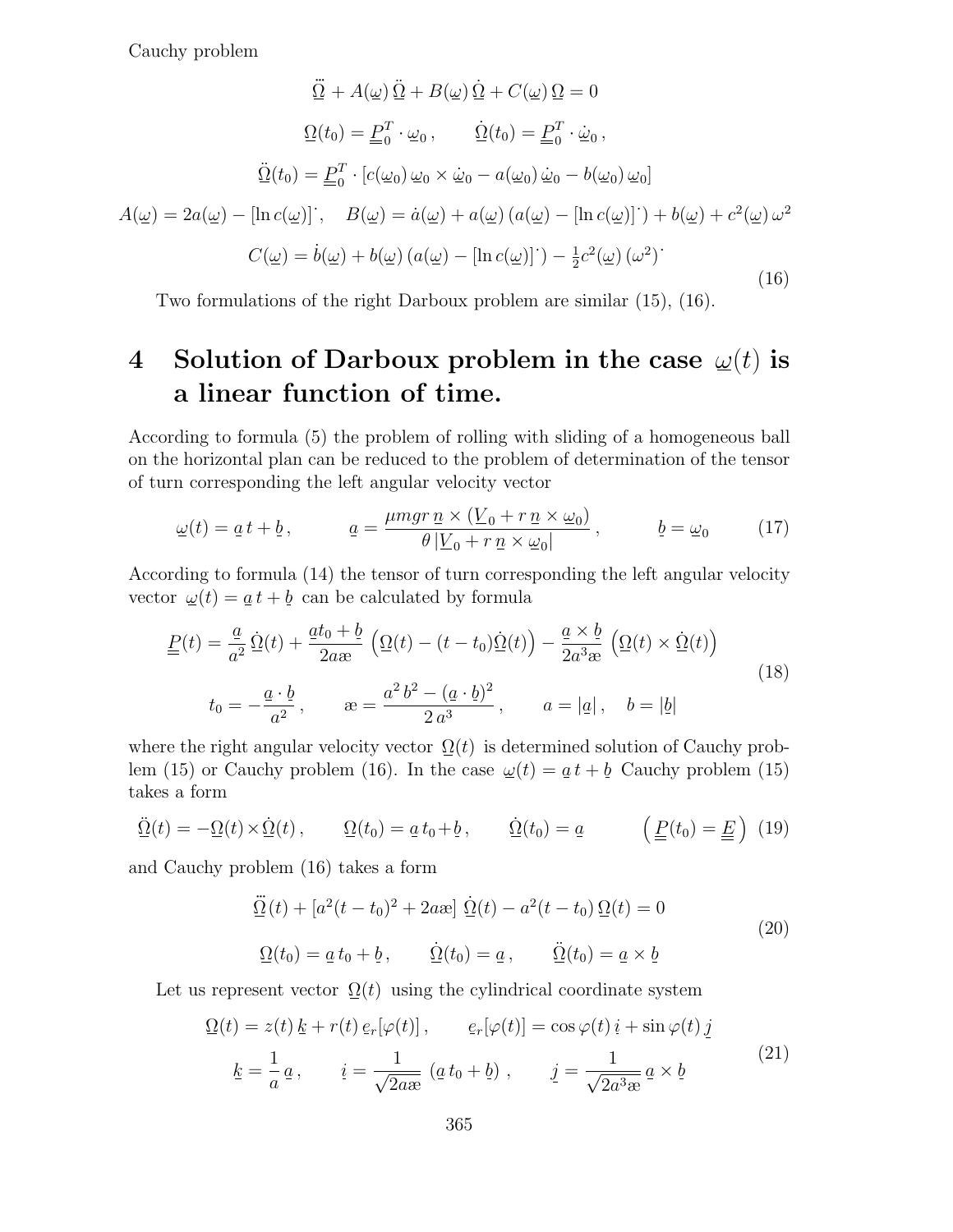Cauchy problem

$$
\begin{gathered}
\dddot{\underline{\Omega}} + A(\underline{\omega})\,\ddot{\underline{\Omega}} + B(\underline{\omega})\,\dot{\underline{\Omega}} + C(\underline{\omega})\,\underline{\Omega} = 0 \\
\underline{\Omega}(t_0) = \underline{\underline{P}}_0^T \cdot \underline{\omega}_0\,, \qquad \dot{\underline{\Omega}}(t_0) = \underline{\underline{P}}_0^T \cdot \dot{\underline{\omega}}_0\,, \\
\ddot{\underline{\Omega}}(t_0) = \underline{\underline{P}}_0^T \cdot \left[c(\underline{\omega}_0)\,\underline{\omega}_0 \times \dot{\underline{\omega}}_0 - a(\underline{\omega}_0)\,\dot{\underline{\omega}}_0 - b(\underline{\omega}_0)\,\underline{\omega}_0\right] \\
A(\underline{\omega}) = 2a(\underline{\omega}) - [\ln c(\underline{\omega})]^{\cdot}, \quad B(\underline{\omega}) = \dot{a}(\underline{\omega}) + a(\underline{\omega})\left(a(\underline{\omega}) - [\ln c(\underline{\omega})]^{\cdot}\right) + b(\underline{\omega}) + c^2(\underline{\omega})\,\omega^2 \\
C(\underline{\omega}) = \dot{b}(\underline{\omega}) + b(\underline{\omega})\left(a(\underline{\omega}) - [\ln c(\underline{\omega})]^{\cdot}\right) - \tfrac{1}{2}c^2(\underline{\omega})\,(\omega^2)^{\cdot}
\end{gathered}
\tag{16}
$$

Two formulations of the right Darboux problem are similar (15), (16).

# 4 Solution of Darboux problem in the case $\underline{\omega}(t)$ is a linear function of time.

According to formula (5) the problem of rolling with sliding of a homogeneous ball on the horizontal plan can be reduced to the problem of determination of the tensor of turn corresponding the left angular velocity vector

$$
\underline{\omega}(t) = \underline{a}\,t + \underline{b}\,, \qquad \underline{a} = \frac{\mu m g r\,\underline{n} \times (\underline{V}_0 + r\,\underline{n} \times \underline{\omega}_0)}{\theta\,|\underline{V}_0 + r\,\underline{n} \times \underline{\omega}_0|}\,, \qquad \underline{b} = \underline{\omega}_0 \tag{17}
$$

According to formula (14) the tensor of turn corresponding the left angular velocity vector $\underline{\omega}(t) = \underline{a}\,t + \underline{b}$ can be calculated by formula

$$
\begin{gathered}
\underline{\underline{P}}(t) = \frac{\underline{a}}{a^2}\,\dot{\underline{\Omega}}(t) + \frac{\underline{a}t_0 + \underline{b}}{2a\text{æ}}\left(\underline{\Omega}(t) - (t - t_0)\dot{\underline{\Omega}}(t)\right) - \frac{\underline{a} \times \underline{b}}{2a^3\text{æ}}\left(\underline{\Omega}(t) \times \dot{\underline{\Omega}}(t)\right) \\
t_0 = -\frac{\underline{a} \cdot \underline{b}}{a^2}\,, \qquad \text{æ} = \frac{a^2\,b^2 - (\underline{a} \cdot \underline{b})^2}{2\,a^3}\,, \qquad a = |\underline{a}|\,, \quad b = |\underline{b}|
\end{gathered}
\tag{18}
$$

where the right angular velocity vector $\underline{\Omega}(t)$ is determined solution of Cauchy problem (15) or Cauchy problem (16). In the case $\underline{\omega}(t) = \underline{a}\,t + \underline{b}$ Cauchy problem (15) takes a form

$$
\ddot{\underline{\Omega}}(t) = -\underline{\Omega}(t) \times \dot{\underline{\Omega}}(t)\,, \qquad \underline{\Omega}(t_0) = \underline{a}\,t_0 + \underline{b}\,, \qquad \dot{\underline{\Omega}}(t_0) = \underline{a} \qquad \left(\underline{\underline{P}}(t_0) = \underline{\underline{E}}\right) \tag{19}
$$

and Cauchy problem (16) takes a form

$$
\begin{gathered}
\dddot{\underline{\Omega}}(t) + [a^2(t - t_0)^2 + 2a\text{æ}]\,\dot{\underline{\Omega}}(t) - a^2(t - t_0)\,\underline{\Omega}(t) = 0 \\
\underline{\Omega}(t_0) = \underline{a}\,t_0 + \underline{b}\,, \qquad \dot{\underline{\Omega}}(t_0) = \underline{a}\,, \qquad \ddot{\underline{\Omega}}(t_0) = \underline{a} \times \underline{b}
\end{gathered}
\tag{20}
$$

Let us represent vector $\underline{\Omega}(t)$ using the cylindrical coordinate system

$$
\begin{gathered}
\underline{\Omega}(t) = z(t)\,\underline{k} + r(t)\,\underline{e}_r[\varphi(t)]\,, \qquad \underline{e}_r[\varphi(t)] = \cos\varphi(t)\,\underline{i} + \sin\varphi(t)\,\underline{j} \\
\underline{k} = \frac{1}{a}\,\underline{a}\,, \qquad \underline{i} = \frac{1}{\sqrt{2a\text{æ}}}\,\left(\underline{a}\,t_0 + \underline{b}\right)\,, \qquad \underline{j} = \frac{1}{\sqrt{2a^3\text{æ}}}\,\underline{a} \times \underline{b}
\end{gathered}
\tag{21}
$$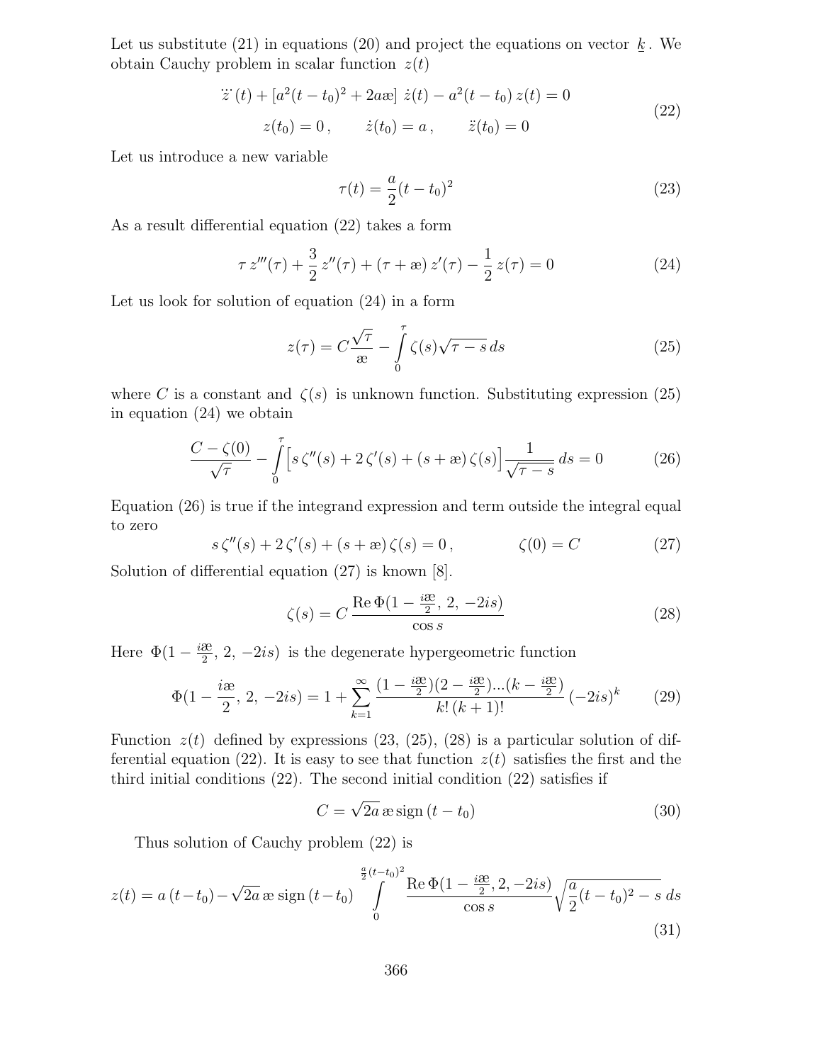Let us substitute (21) in equations (20) and project the equations on vector $\underline{k}$. We obtain Cauchy problem in scalar function $z(t)$

$$
\begin{gathered}
\dddot{z}(t) + [a^2(t-t_0)^2 + 2a æ]\; \dot{z}(t) - a^2(t-t_0)\, z(t) = 0 \\
z(t_0) = 0\,, \qquad \dot{z}(t_0) = a\,, \qquad \ddot{z}(t_0) = 0
\end{gathered}
\tag{22}
$$

Let us introduce a new variable

$$
\tau(t) = \frac{a}{2}(t-t_0)^2 \tag{23}
$$

As a result differential equation (22) takes a form

$$
\tau\, z'''(\tau) + \frac{3}{2}\, z''(\tau) + (\tau + æ)\, z'(\tau) - \frac{1}{2}\, z(\tau) = 0 \tag{24}
$$

Let us look for solution of equation (24) in a form

$$
z(\tau) = C\frac{\sqrt{\tau}}{æ} - \int\limits_0^{\tau} \zeta(s)\sqrt{\tau - s}\, ds \tag{25}
$$

where $C$ is a constant and $\zeta(s)$ is unknown function. Substituting expression (25) in equation (24) we obtain

$$
\frac{C - \zeta(0)}{\sqrt{\tau}} - \int\limits_0^{\tau} \Big[s\, \zeta''(s) + 2\, \zeta'(s) + (s + æ)\, \zeta(s)\Big] \frac{1}{\sqrt{\tau - s}}\, ds = 0 \tag{26}
$$

Equation (26) is true if the integrand expression and term outside the integral equal to zero

$$
s\, \zeta''(s) + 2\, \zeta'(s) + (s + æ)\, \zeta(s) = 0\,, \qquad\qquad \zeta(0) = C \tag{27}
$$

Solution of differential equation (27) is known [8].

$$
\zeta(s) = C\, \frac{\operatorname{Re}\Phi(1 - \frac{iæ}{2},\, 2,\, -2is)}{\cos s} \tag{28}
$$

Here $\Phi(1 - \frac{iæ}{2},\, 2,\, -2is)$ is the degenerate hypergeometric function

$$
\Phi(1 - \frac{iæ}{2},\, 2,\, -2is) = 1 + \sum_{k=1}^{\infty} \frac{(1 - \frac{iæ}{2})(2 - \frac{iæ}{2})...(k - \frac{iæ}{2})}{k!\,(k+1)!}\, (-2is)^k \tag{29}
$$

Function $z(t)$ defined by expressions (23, (25), (28) is a particular solution of differential equation (22). It is easy to see that function $z(t)$ satisfies the first and the third initial conditions (22). The second initial condition (22) satisfies if

$$
C = \sqrt{2a}\, æ\, \operatorname{sign}(t - t_0) \tag{30}
$$

Thus solution of Cauchy problem (22) is

$$
z(t) = a\,(t - t_0) - \sqrt{2a}\, æ\, \operatorname{sign}(t - t_0) \int\limits_0^{\frac{a}{2}(t-t_0)^2} \frac{\operatorname{Re}\Phi(1 - \frac{iæ}{2}, 2, -2is)}{\cos s} \sqrt{\frac{a}{2}(t-t_0)^2 - s}\; ds \tag{31}
$$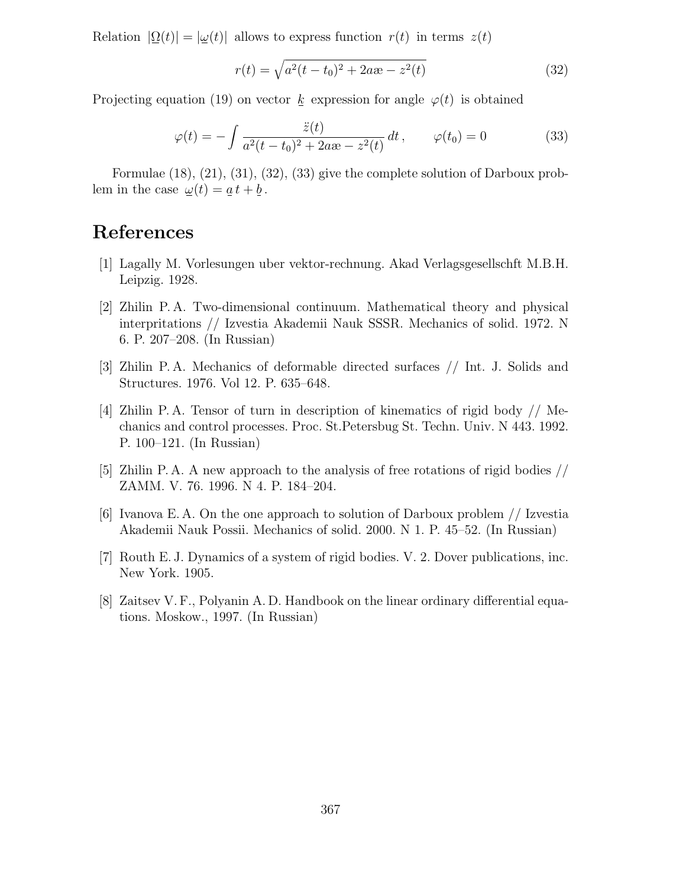Relation $|\underline{\Omega}(t)| = |\underline{\omega}(t)|$ allows to express function $r(t)$ in terms $z(t)$

$$
r(t) = \sqrt{a^2(t-t_0)^2 + 2a\text{æ} - z^2(t)} \tag{32}
$$

Projecting equation (19) on vector $\underline{k}$ expression for angle $\varphi(t)$ is obtained

$$
\varphi(t) = -\int \frac{\ddot{z}(t)}{a^2(t-t_0)^2 + 2a\text{æ} - z^2(t)}\, dt\,, \qquad \varphi(t_0) = 0 \tag{33}
$$

Formulae (18), (21), (31), (32), (33) give the complete solution of Darboux problem in the case $\underline{\omega}(t) = \underline{a}\, t + \underline{b}$.

## References

[1] Lagally M. Vorlesungen uber vektor-rechnung. Akad Verlagsgesellschft M.B.H. Leipzig. 1928.

[2] Zhilin P. A. Two-dimensional continuum. Mathematical theory and physical interpritations // Izvestia Akademii Nauk SSSR. Mechanics of solid. 1972. N 6. P. 207–208. (In Russian)

[3] Zhilin P. A. Mechanics of deformable directed surfaces // Int. J. Solids and Structures. 1976. Vol 12. P. 635–648.

[4] Zhilin P. A. Tensor of turn in description of kinematics of rigid body // Mechanics and control processes. Proc. St.Petersbug St. Techn. Univ. N 443. 1992. P. 100–121. (In Russian)

[5] Zhilin P. A. A new approach to the analysis of free rotations of rigid bodies // ZAMM. V. 76. 1996. N 4. P. 184–204.

[6] Ivanova E. A. On the one approach to solution of Darboux problem // Izvestia Akademii Nauk Possii. Mechanics of solid. 2000. N 1. P. 45–52. (In Russian)

[7] Routh E. J. Dynamics of a system of rigid bodies. V. 2. Dover publications, inc. New York. 1905.

[8] Zaitsev V. F., Polyanin A. D. Handbook on the linear ordinary differential equations. Moskow., 1997. (In Russian)